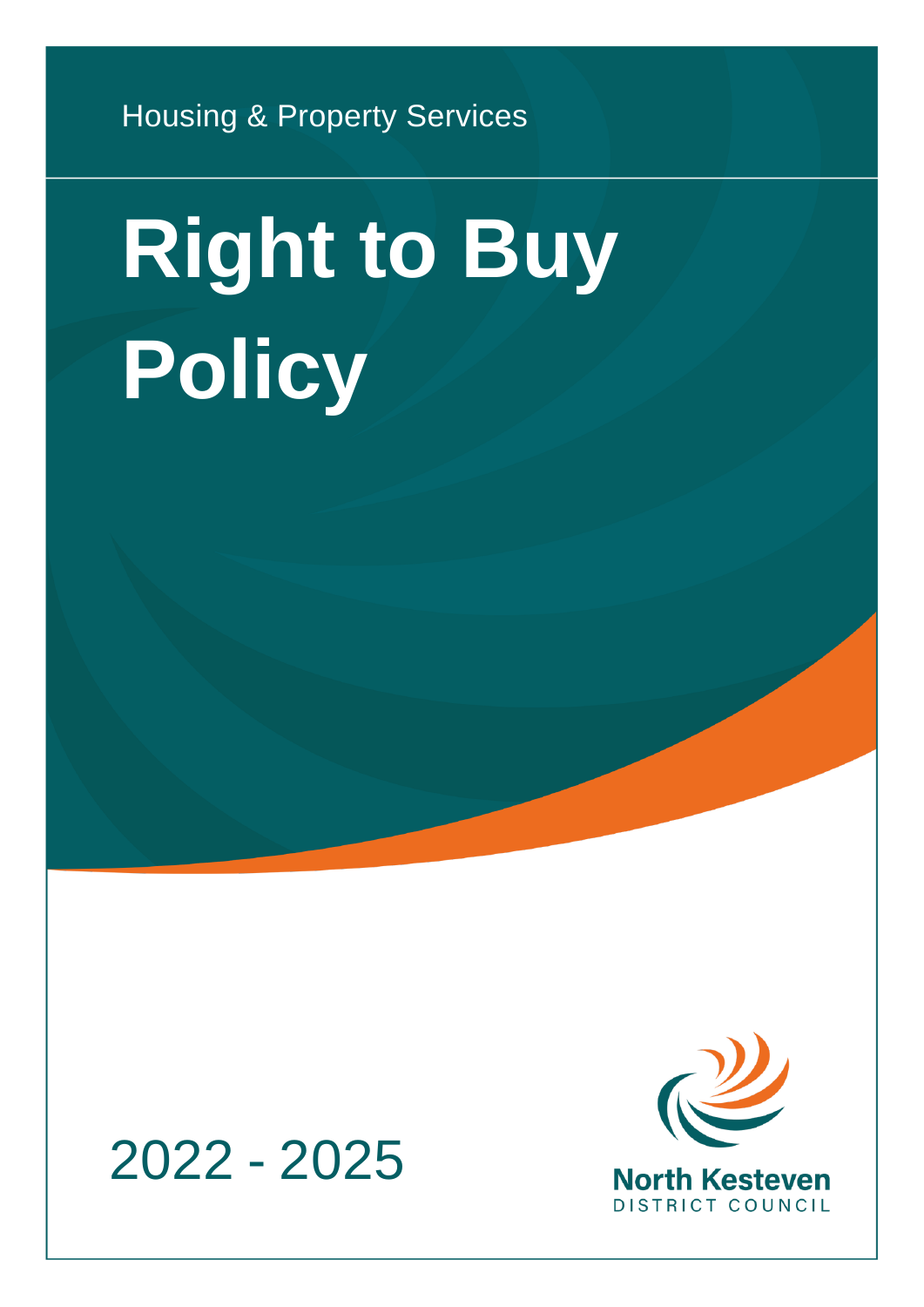Housing & Property Services

# Right to Buy Policy

2022 - 2025

North Kesteven
DISTRICT COUNCIL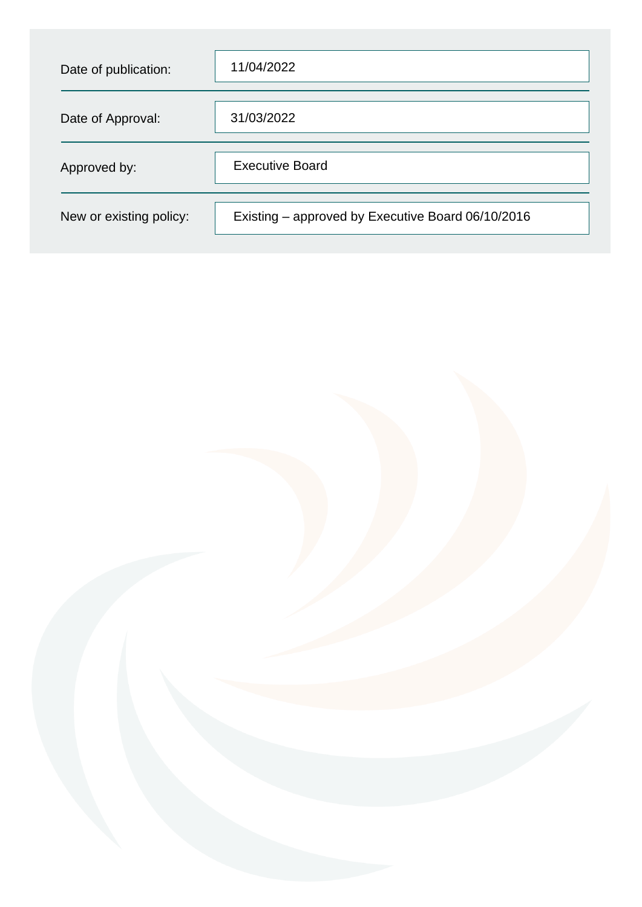| | |
|---|---|
| Date of publication: | 11/04/2022 |
| Date of Approval: | 31/03/2022 |
| Approved by: | Executive Board |
| New or existing policy: | Existing – approved by Executive Board 06/10/2016 |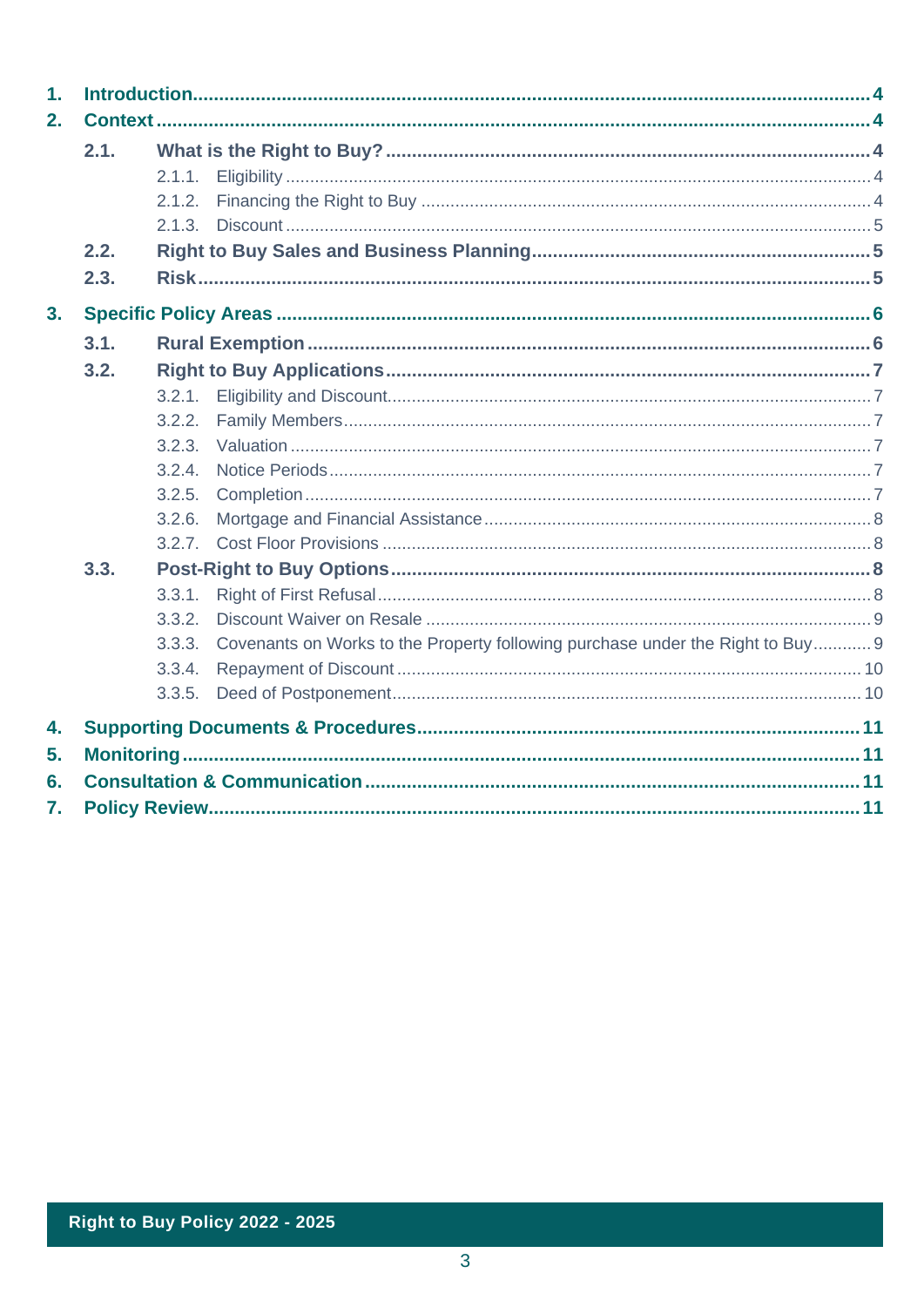1. **Introduction** .... 4
2. **Context** .... 4
    - **2.1. What is the Right to Buy?** .... 4
        - 2.1.1. Eligibility .... 4
        - 2.1.2. Financing the Right to Buy .... 4
        - 2.1.3. Discount .... 5
    - **2.2. Right to Buy Sales and Business Planning** .... 5
    - **2.3. Risk** .... 5
3. **Specific Policy Areas** .... 6
    - **3.1. Rural Exemption** .... 6
    - **3.2. Right to Buy Applications** .... 7
        - 3.2.1. Eligibility and Discount .... 7
        - 3.2.2. Family Members .... 7
        - 3.2.3. Valuation .... 7
        - 3.2.4. Notice Periods .... 7
        - 3.2.5. Completion .... 7
        - 3.2.6. Mortgage and Financial Assistance .... 8
        - 3.2.7. Cost Floor Provisions .... 8
    - **3.3. Post-Right to Buy Options** .... 8
        - 3.3.1. Right of First Refusal .... 8
        - 3.3.2. Discount Waiver on Resale .... 9
        - 3.3.3. Covenants on Works to the Property following purchase under the Right to Buy .... 9
        - 3.3.4. Repayment of Discount .... 10
        - 3.3.5. Deed of Postponement .... 10
4. **Supporting Documents & Procedures** .... 11
5. **Monitoring** .... 11
6. **Consultation & Communication** .... 11
7. **Policy Review** .... 11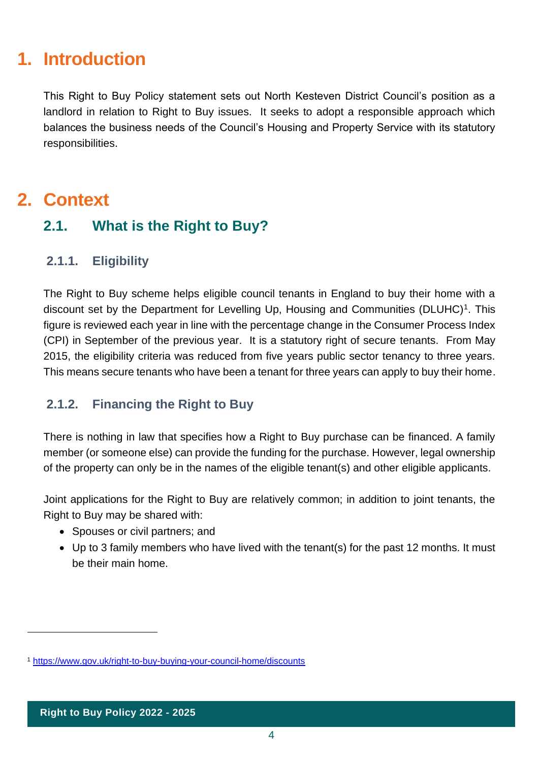# 1. Introduction

This Right to Buy Policy statement sets out North Kesteven District Council's position as a landlord in relation to Right to Buy issues. It seeks to adopt a responsible approach which balances the business needs of the Council's Housing and Property Service with its statutory responsibilities.

# 2. Context

## 2.1. What is the Right to Buy?

### 2.1.1. Eligibility

The Right to Buy scheme helps eligible council tenants in England to buy their home with a discount set by the Department for Levelling Up, Housing and Communities (DLUHC)[1]. This figure is reviewed each year in line with the percentage change in the Consumer Process Index (CPI) in September of the previous year. It is a statutory right of secure tenants. From May 2015, the eligibility criteria was reduced from five years public sector tenancy to three years. This means secure tenants who have been a tenant for three years can apply to buy their home.

### 2.1.2. Financing the Right to Buy

There is nothing in law that specifies how a Right to Buy purchase can be financed. A family member (or someone else) can provide the funding for the purchase. However, legal ownership of the property can only be in the names of the eligible tenant(s) and other eligible applicants.

Joint applications for the Right to Buy are relatively common; in addition to joint tenants, the Right to Buy may be shared with:

- Spouses or civil partners; and
- Up to 3 family members who have lived with the tenant(s) for the past 12 months. It must be their main home.

---

[1] https://www.gov.uk/right-to-buy-buying-your-council-home/discounts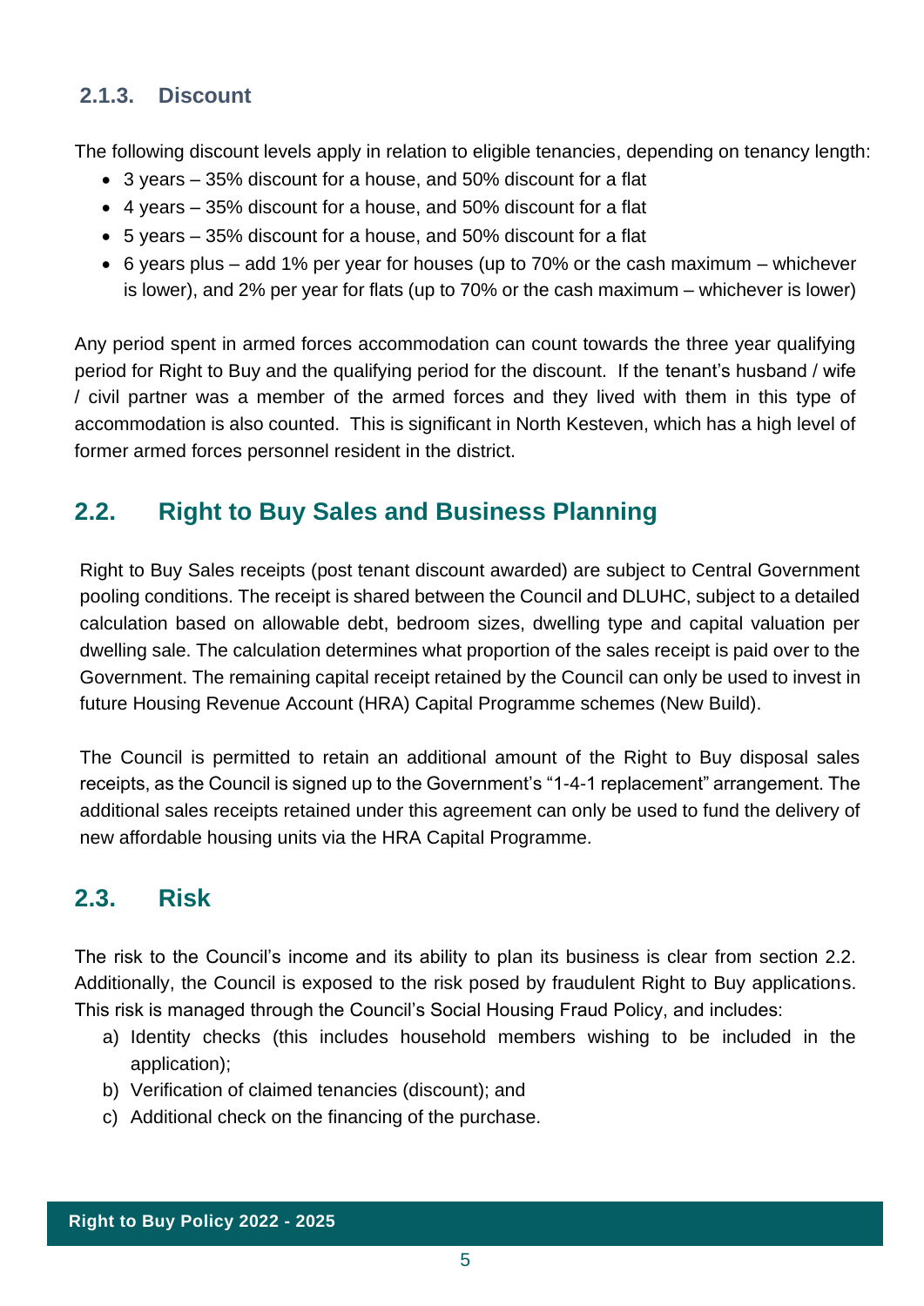### 2.1.3. Discount

The following discount levels apply in relation to eligible tenancies, depending on tenancy length:

- 3 years – 35% discount for a house, and 50% discount for a flat
- 4 years – 35% discount for a house, and 50% discount for a flat
- 5 years – 35% discount for a house, and 50% discount for a flat
- 6 years plus – add 1% per year for houses (up to 70% or the cash maximum – whichever is lower), and 2% per year for flats (up to 70% or the cash maximum – whichever is lower)

Any period spent in armed forces accommodation can count towards the three year qualifying period for Right to Buy and the qualifying period for the discount. If the tenant's husband / wife / civil partner was a member of the armed forces and they lived with them in this type of accommodation is also counted. This is significant in North Kesteven, which has a high level of former armed forces personnel resident in the district.

## 2.2. Right to Buy Sales and Business Planning

Right to Buy Sales receipts (post tenant discount awarded) are subject to Central Government pooling conditions. The receipt is shared between the Council and DLUHC, subject to a detailed calculation based on allowable debt, bedroom sizes, dwelling type and capital valuation per dwelling sale. The calculation determines what proportion of the sales receipt is paid over to the Government. The remaining capital receipt retained by the Council can only be used to invest in future Housing Revenue Account (HRA) Capital Programme schemes (New Build).

The Council is permitted to retain an additional amount of the Right to Buy disposal sales receipts, as the Council is signed up to the Government's "1-4-1 replacement" arrangement. The additional sales receipts retained under this agreement can only be used to fund the delivery of new affordable housing units via the HRA Capital Programme.

## 2.3. Risk

The risk to the Council's income and its ability to plan its business is clear from section 2.2. Additionally, the Council is exposed to the risk posed by fraudulent Right to Buy applications. This risk is managed through the Council's Social Housing Fraud Policy, and includes:

a) Identity checks (this includes household members wishing to be included in the application);
b) Verification of claimed tenancies (discount); and
c) Additional check on the financing of the purchase.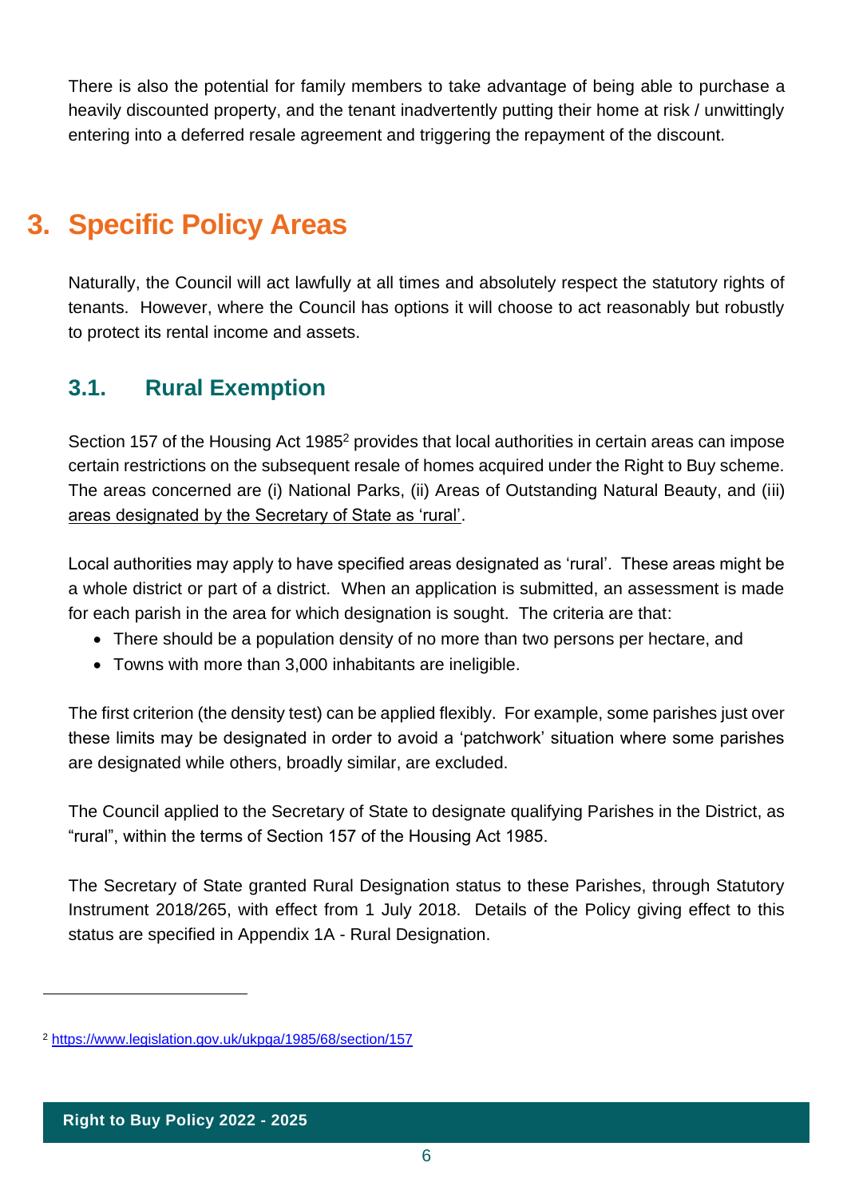There is also the potential for family members to take advantage of being able to purchase a heavily discounted property, and the tenant inadvertently putting their home at risk / unwittingly entering into a deferred resale agreement and triggering the repayment of the discount.

# 3. Specific Policy Areas

Naturally, the Council will act lawfully at all times and absolutely respect the statutory rights of tenants. However, where the Council has options it will choose to act reasonably but robustly to protect its rental income and assets.

## 3.1. Rural Exemption

Section 157 of the Housing Act 1985[2] provides that local authorities in certain areas can impose certain restrictions on the subsequent resale of homes acquired under the Right to Buy scheme. The areas concerned are (i) National Parks, (ii) Areas of Outstanding Natural Beauty, and (iii) areas designated by the Secretary of State as 'rural'.

Local authorities may apply to have specified areas designated as 'rural'. These areas might be a whole district or part of a district. When an application is submitted, an assessment is made for each parish in the area for which designation is sought. The criteria are that:

- There should be a population density of no more than two persons per hectare, and
- Towns with more than 3,000 inhabitants are ineligible.

The first criterion (the density test) can be applied flexibly. For example, some parishes just over these limits may be designated in order to avoid a 'patchwork' situation where some parishes are designated while others, broadly similar, are excluded.

The Council applied to the Secretary of State to designate qualifying Parishes in the District, as "rural", within the terms of Section 157 of the Housing Act 1985.

The Secretary of State granted Rural Designation status to these Parishes, through Statutory Instrument 2018/265, with effect from 1 July 2018. Details of the Policy giving effect to this status are specified in Appendix 1A - Rural Designation.

---

[2] https://www.legislation.gov.uk/ukpga/1985/68/section/157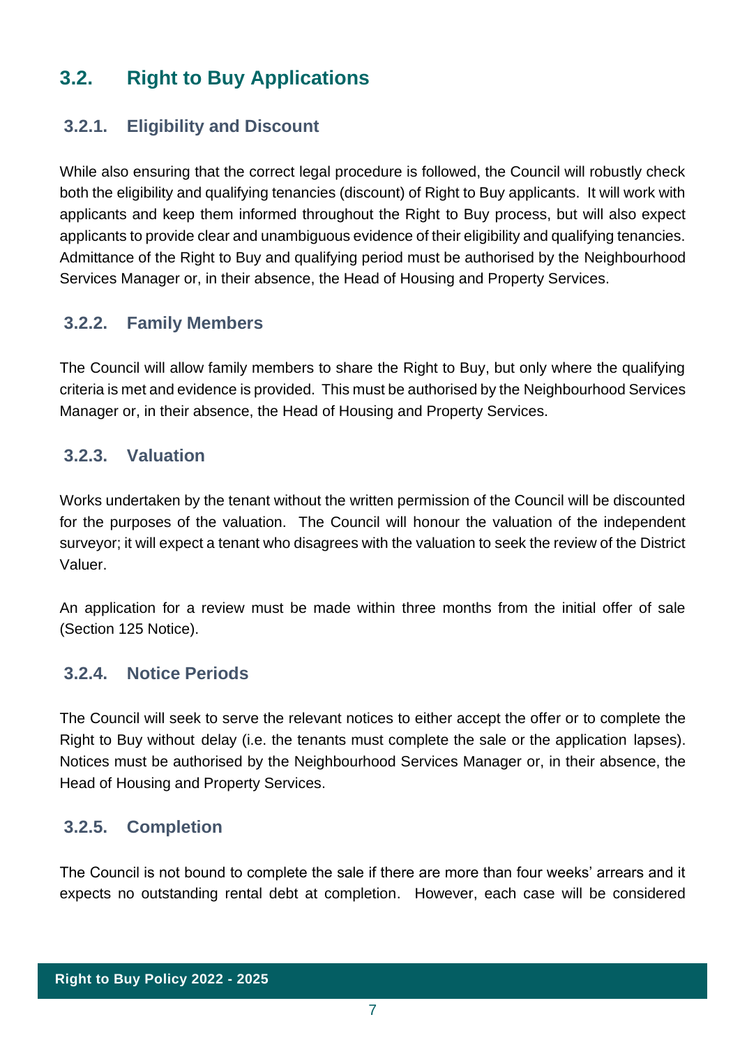## 3.2. Right to Buy Applications

### 3.2.1. Eligibility and Discount

While also ensuring that the correct legal procedure is followed, the Council will robustly check both the eligibility and qualifying tenancies (discount) of Right to Buy applicants. It will work with applicants and keep them informed throughout the Right to Buy process, but will also expect applicants to provide clear and unambiguous evidence of their eligibility and qualifying tenancies. Admittance of the Right to Buy and qualifying period must be authorised by the Neighbourhood Services Manager or, in their absence, the Head of Housing and Property Services.

### 3.2.2. Family Members

The Council will allow family members to share the Right to Buy, but only where the qualifying criteria is met and evidence is provided. This must be authorised by the Neighbourhood Services Manager or, in their absence, the Head of Housing and Property Services.

### 3.2.3. Valuation

Works undertaken by the tenant without the written permission of the Council will be discounted for the purposes of the valuation. The Council will honour the valuation of the independent surveyor; it will expect a tenant who disagrees with the valuation to seek the review of the District Valuer.

An application for a review must be made within three months from the initial offer of sale (Section 125 Notice).

### 3.2.4. Notice Periods

The Council will seek to serve the relevant notices to either accept the offer or to complete the Right to Buy without delay (i.e. the tenants must complete the sale or the application lapses). Notices must be authorised by the Neighbourhood Services Manager or, in their absence, the Head of Housing and Property Services.

### 3.2.5. Completion

The Council is not bound to complete the sale if there are more than four weeks' arrears and it expects no outstanding rental debt at completion. However, each case will be considered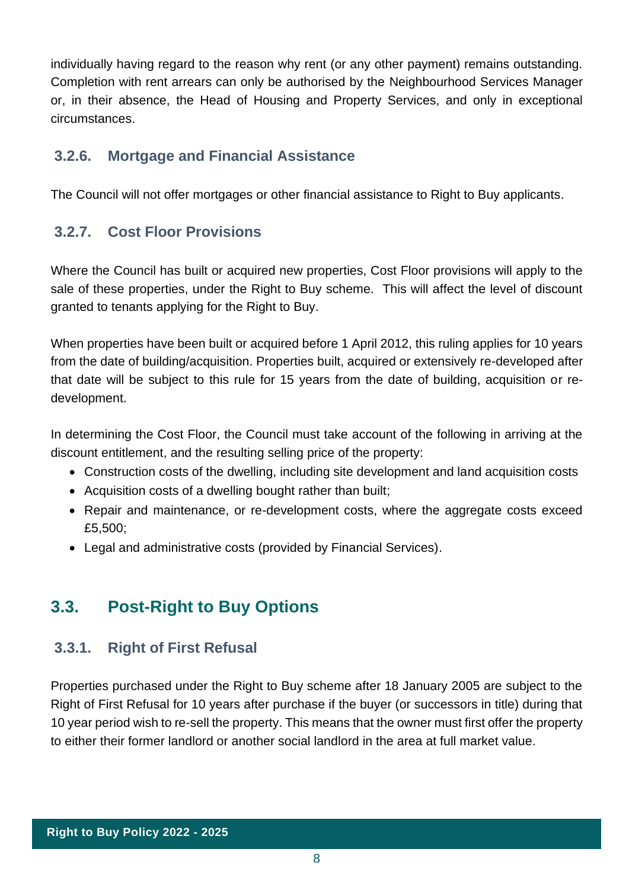individually having regard to the reason why rent (or any other payment) remains outstanding. Completion with rent arrears can only be authorised by the Neighbourhood Services Manager or, in their absence, the Head of Housing and Property Services, and only in exceptional circumstances.

### 3.2.6. Mortgage and Financial Assistance

The Council will not offer mortgages or other financial assistance to Right to Buy applicants.

### 3.2.7. Cost Floor Provisions

Where the Council has built or acquired new properties, Cost Floor provisions will apply to the sale of these properties, under the Right to Buy scheme. This will affect the level of discount granted to tenants applying for the Right to Buy.

When properties have been built or acquired before 1 April 2012, this ruling applies for 10 years from the date of building/acquisition. Properties built, acquired or extensively re-developed after that date will be subject to this rule for 15 years from the date of building, acquisition or re-development.

In determining the Cost Floor, the Council must take account of the following in arriving at the discount entitlement, and the resulting selling price of the property:

- Construction costs of the dwelling, including site development and land acquisition costs
- Acquisition costs of a dwelling bought rather than built;
- Repair and maintenance, or re-development costs, where the aggregate costs exceed £5,500;
- Legal and administrative costs (provided by Financial Services).

## 3.3. Post-Right to Buy Options

### 3.3.1. Right of First Refusal

Properties purchased under the Right to Buy scheme after 18 January 2005 are subject to the Right of First Refusal for 10 years after purchase if the buyer (or successors in title) during that 10 year period wish to re-sell the property. This means that the owner must first offer the property to either their former landlord or another social landlord in the area at full market value.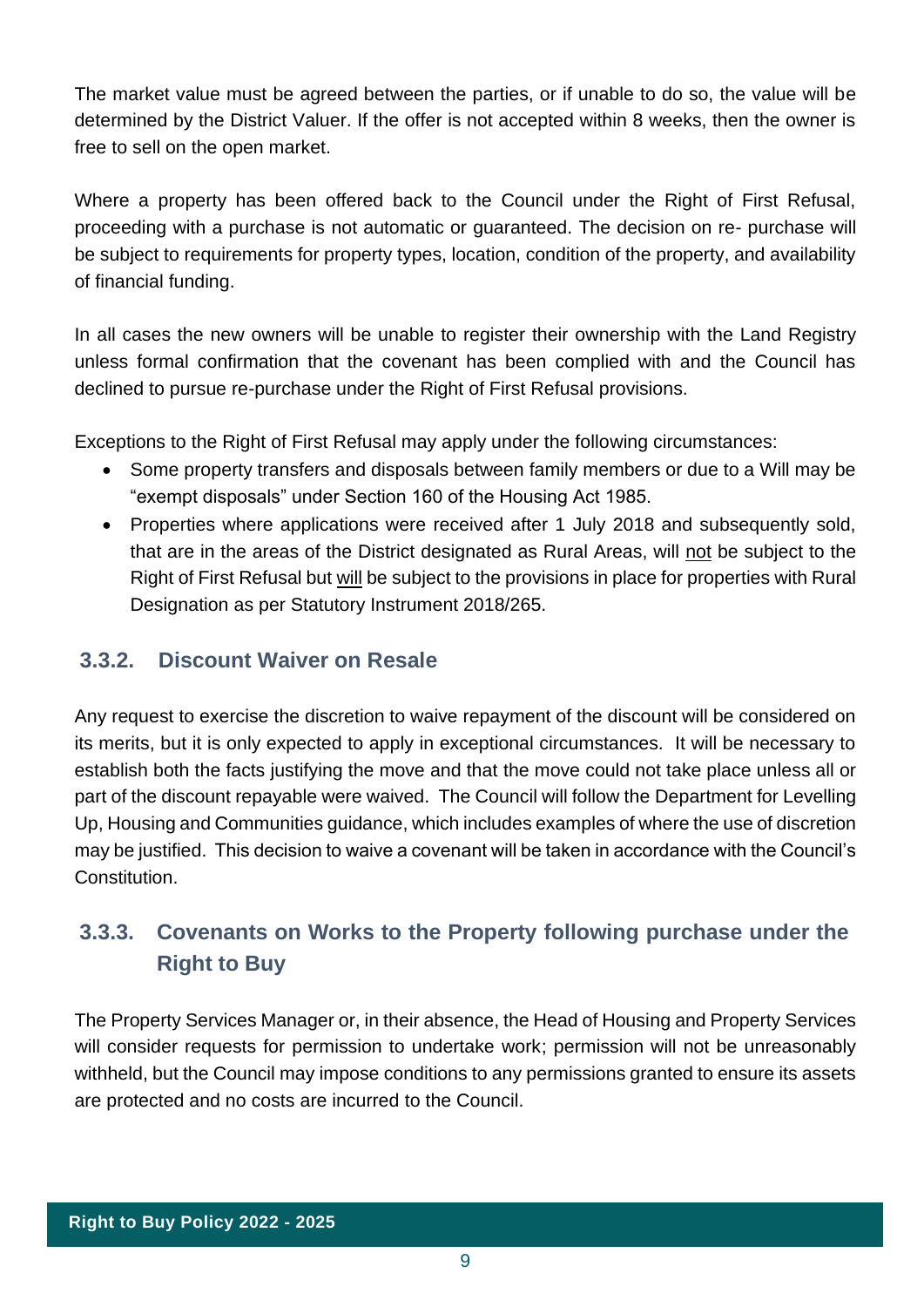The market value must be agreed between the parties, or if unable to do so, the value will be determined by the District Valuer. If the offer is not accepted within 8 weeks, then the owner is free to sell on the open market.

Where a property has been offered back to the Council under the Right of First Refusal, proceeding with a purchase is not automatic or guaranteed. The decision on re- purchase will be subject to requirements for property types, location, condition of the property, and availability of financial funding.

In all cases the new owners will be unable to register their ownership with the Land Registry unless formal confirmation that the covenant has been complied with and the Council has declined to pursue re-purchase under the Right of First Refusal provisions.

Exceptions to the Right of First Refusal may apply under the following circumstances:

- Some property transfers and disposals between family members or due to a Will may be "exempt disposals" under Section 160 of the Housing Act 1985.
- Properties where applications were received after 1 July 2018 and subsequently sold, that are in the areas of the District designated as Rural Areas, will not be subject to the Right of First Refusal but will be subject to the provisions in place for properties with Rural Designation as per Statutory Instrument 2018/265.

### 3.3.2. Discount Waiver on Resale

Any request to exercise the discretion to waive repayment of the discount will be considered on its merits, but it is only expected to apply in exceptional circumstances. It will be necessary to establish both the facts justifying the move and that the move could not take place unless all or part of the discount repayable were waived. The Council will follow the Department for Levelling Up, Housing and Communities guidance, which includes examples of where the use of discretion may be justified. This decision to waive a covenant will be taken in accordance with the Council's Constitution.

### 3.3.3. Covenants on Works to the Property following purchase under the Right to Buy

The Property Services Manager or, in their absence, the Head of Housing and Property Services will consider requests for permission to undertake work; permission will not be unreasonably withheld, but the Council may impose conditions to any permissions granted to ensure its assets are protected and no costs are incurred to the Council.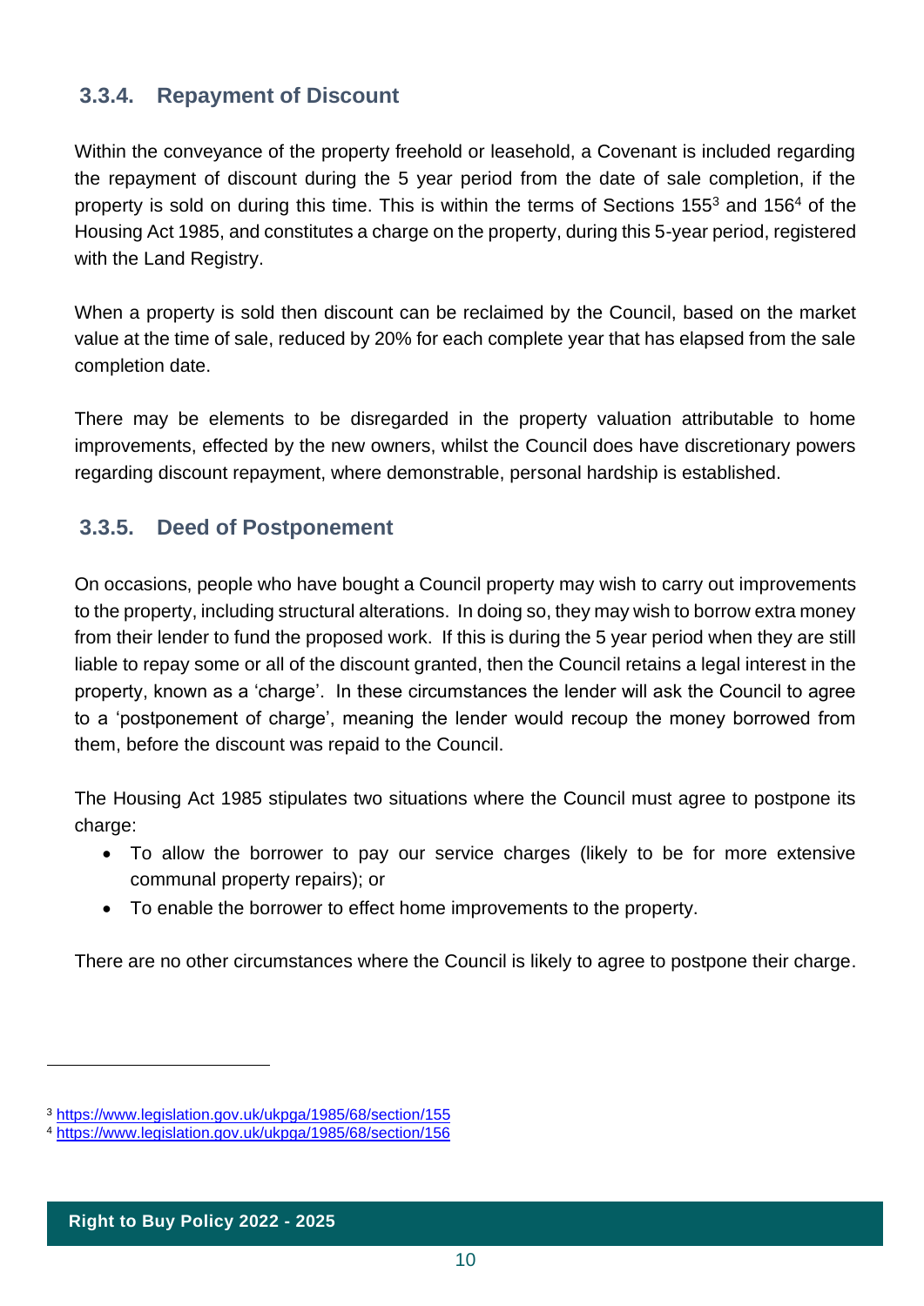### 3.3.4. Repayment of Discount

Within the conveyance of the property freehold or leasehold, a Covenant is included regarding the repayment of discount during the 5 year period from the date of sale completion, if the property is sold on during this time. This is within the terms of Sections 155[3] and 156[4] of the Housing Act 1985, and constitutes a charge on the property, during this 5-year period, registered with the Land Registry.

When a property is sold then discount can be reclaimed by the Council, based on the market value at the time of sale, reduced by 20% for each complete year that has elapsed from the sale completion date.

There may be elements to be disregarded in the property valuation attributable to home improvements, effected by the new owners, whilst the Council does have discretionary powers regarding discount repayment, where demonstrable, personal hardship is established.

### 3.3.5. Deed of Postponement

On occasions, people who have bought a Council property may wish to carry out improvements to the property, including structural alterations. In doing so, they may wish to borrow extra money from their lender to fund the proposed work. If this is during the 5 year period when they are still liable to repay some or all of the discount granted, then the Council retains a legal interest in the property, known as a 'charge'. In these circumstances the lender will ask the Council to agree to a 'postponement of charge', meaning the lender would recoup the money borrowed from them, before the discount was repaid to the Council.

The Housing Act 1985 stipulates two situations where the Council must agree to postpone its charge:

- To allow the borrower to pay our service charges (likely to be for more extensive communal property repairs); or
- To enable the borrower to effect home improvements to the property.

There are no other circumstances where the Council is likely to agree to postpone their charge.

---

[3] https://www.legislation.gov.uk/ukpga/1985/68/section/155
[4] https://www.legislation.gov.uk/ukpga/1985/68/section/156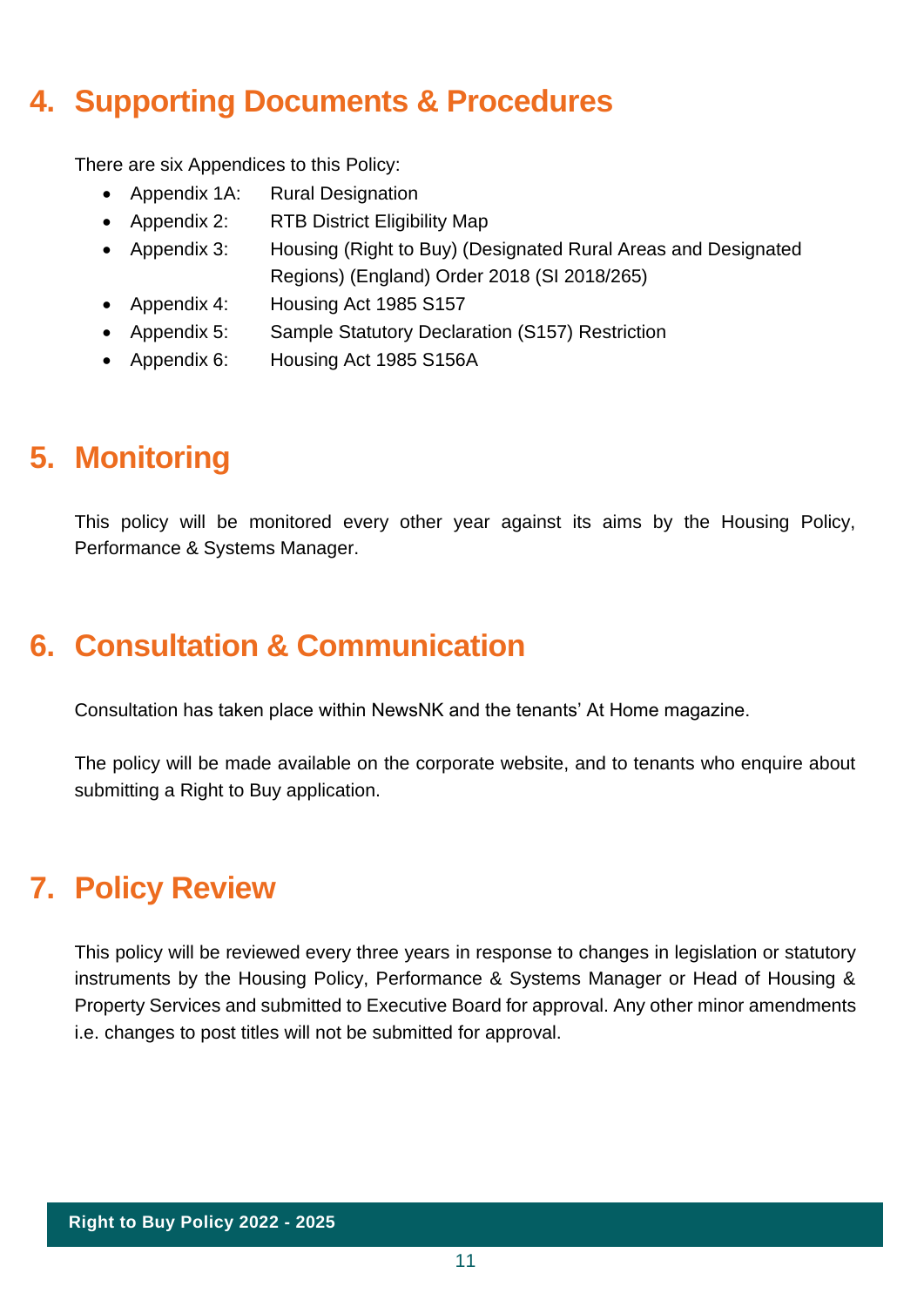## 4. Supporting Documents & Procedures

There are six Appendices to this Policy:

- Appendix 1A: Rural Designation
- Appendix 2: RTB District Eligibility Map
- Appendix 3: Housing (Right to Buy) (Designated Rural Areas and Designated Regions) (England) Order 2018 (SI 2018/265)
- Appendix 4: Housing Act 1985 S157
- Appendix 5: Sample Statutory Declaration (S157) Restriction
- Appendix 6: Housing Act 1985 S156A

## 5. Monitoring

This policy will be monitored every other year against its aims by the Housing Policy, Performance & Systems Manager.

## 6. Consultation & Communication

Consultation has taken place within NewsNK and the tenants' At Home magazine.

The policy will be made available on the corporate website, and to tenants who enquire about submitting a Right to Buy application.

## 7. Policy Review

This policy will be reviewed every three years in response to changes in legislation or statutory instruments by the Housing Policy, Performance & Systems Manager or Head of Housing & Property Services and submitted to Executive Board for approval. Any other minor amendments i.e. changes to post titles will not be submitted for approval.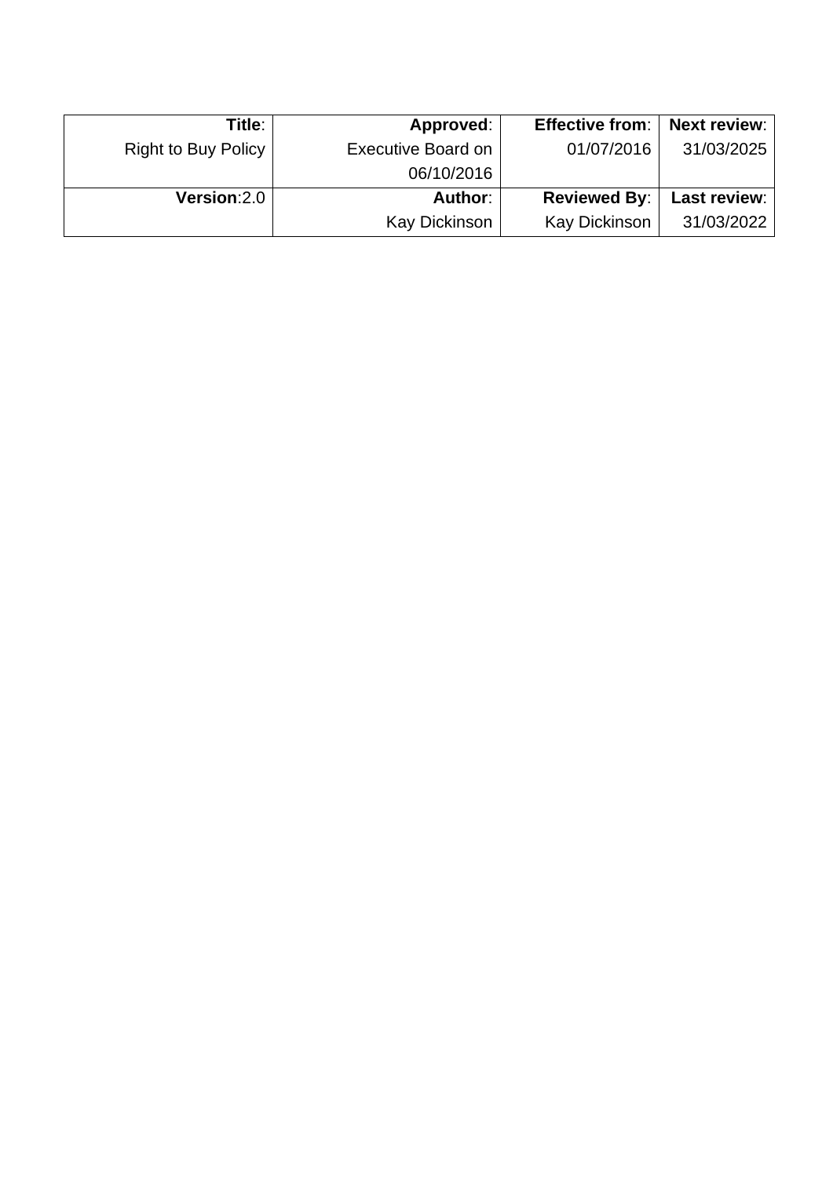| **Title**: Right to Buy Policy | **Approved**: Executive Board on 06/10/2016 | **Effective from**: 01/07/2016 | **Next review**: 31/03/2025 |
|---|---|---|---|
| **Version**:2.0 | **Author**: Kay Dickinson | **Reviewed By**: Kay Dickinson | **Last review**: 31/03/2022 |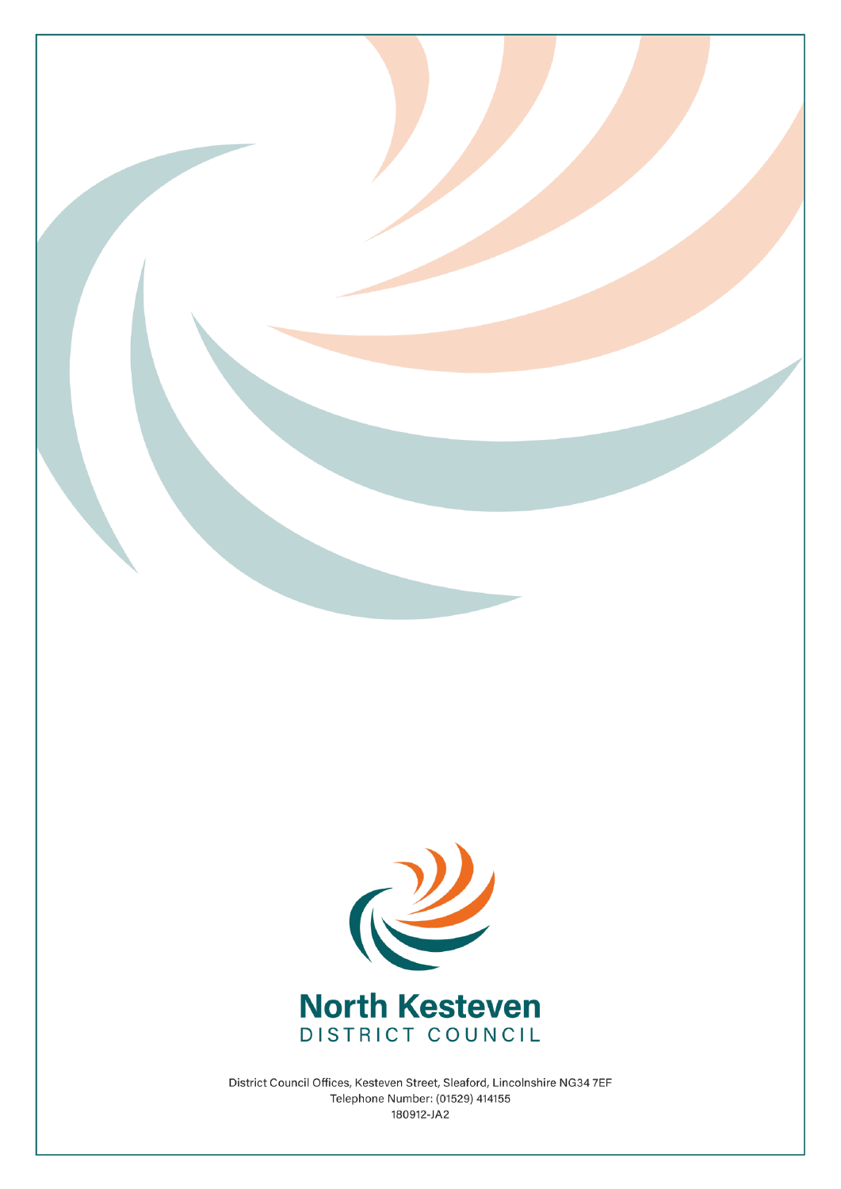North Kesteven
DISTRICT COUNCIL

District Council Offices, Kesteven Street, Sleaford, Lincolnshire NG34 7EF
Telephone Number: (01529) 414155
180912-JA2